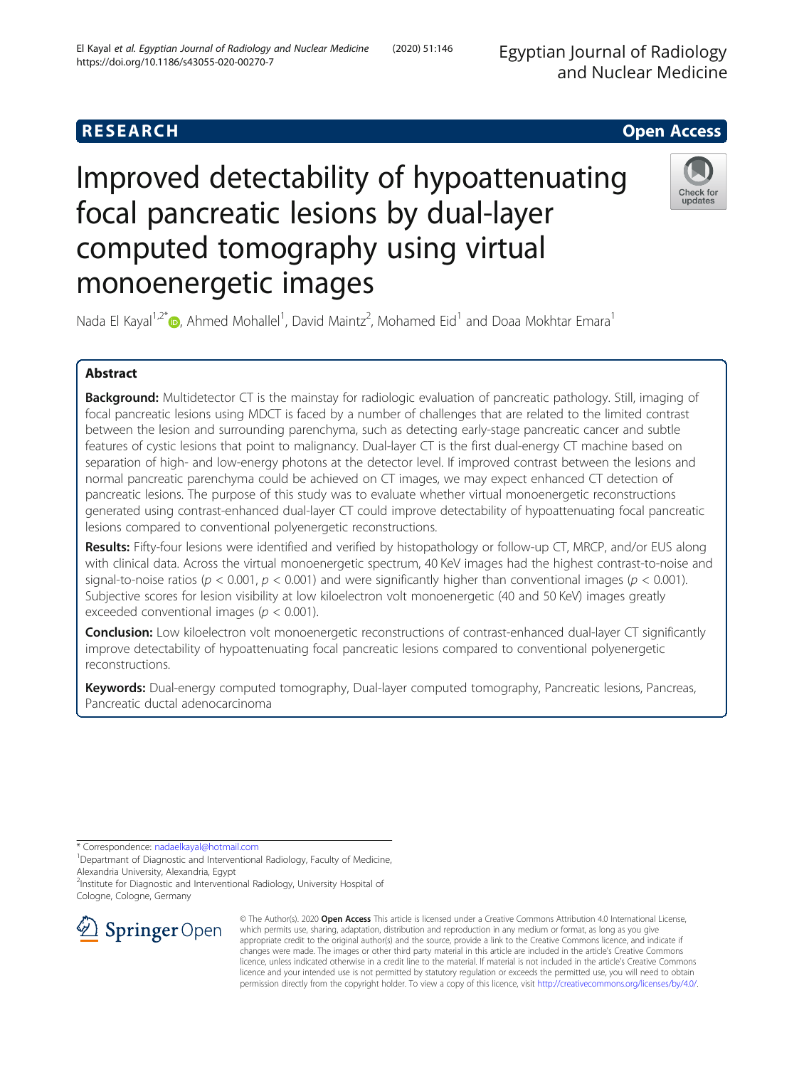RESEARCH

Open Access

# Improved detectability of hypoattenuating focal pancreatic lesions by dual-layer computed tomography using virtual monoenergetic images

Nada El Kayal[1,2*], Ahmed Mohallel[1], David Maintz[2], Mohamed Eid[1] and Doaa Mokhtar Emara[1]

## Abstract

**Background:** Multidetector CT is the mainstay for radiologic evaluation of pancreatic pathology. Still, imaging of focal pancreatic lesions using MDCT is faced by a number of challenges that are related to the limited contrast between the lesion and surrounding parenchyma, such as detecting early-stage pancreatic cancer and subtle features of cystic lesions that point to malignancy. Dual-layer CT is the first dual-energy CT machine based on separation of high- and low-energy photons at the detector level. If improved contrast between the lesions and normal pancreatic parenchyma could be achieved on CT images, we may expect enhanced CT detection of pancreatic lesions. The purpose of this study was to evaluate whether virtual monoenergetic reconstructions generated using contrast-enhanced dual-layer CT could improve detectability of hypoattenuating focal pancreatic lesions compared to conventional polyenergetic reconstructions.

**Results:** Fifty-four lesions were identified and verified by histopathology or follow-up CT, MRCP, and/or EUS along with clinical data. Across the virtual monoenergetic spectrum, 40 KeV images had the highest contrast-to-noise and signal-to-noise ratios ($p < 0.001$, $p < 0.001$) and were significantly higher than conventional images ($p < 0.001$). Subjective scores for lesion visibility at low kiloelectron volt monoenergetic (40 and 50 KeV) images greatly exceeded conventional images ($p < 0.001$).

**Conclusion:** Low kiloelectron volt monoenergetic reconstructions of contrast-enhanced dual-layer CT significantly improve detectability of hypoattenuating focal pancreatic lesions compared to conventional polyenergetic reconstructions.

**Keywords:** Dual-energy computed tomography, Dual-layer computed tomography, Pancreatic lesions, Pancreas, Pancreatic ductal adenocarcinoma

* Correspondence: nadaelkayal@hotmail.com
[1]Department of Diagnostic and Interventional Radiology, Faculty of Medicine, Alexandria University, Alexandria, Egypt
[2]Institute for Diagnostic and Interventional Radiology, University Hospital of Cologne, Cologne, Germany

© The Author(s). 2020 **Open Access** This article is licensed under a Creative Commons Attribution 4.0 International License, which permits use, sharing, adaptation, distribution and reproduction in any medium or format, as long as you give appropriate credit to the original author(s) and the source, provide a link to the Creative Commons licence, and indicate if changes were made. The images or other third party material in this article are included in the article's Creative Commons licence, unless indicated otherwise in a credit line to the material. If material is not included in the article's Creative Commons licence and your intended use is not permitted by statutory regulation or exceeds the permitted use, you will need to obtain permission directly from the copyright holder. To view a copy of this licence, visit http://creativecommons.org/licenses/by/4.0/.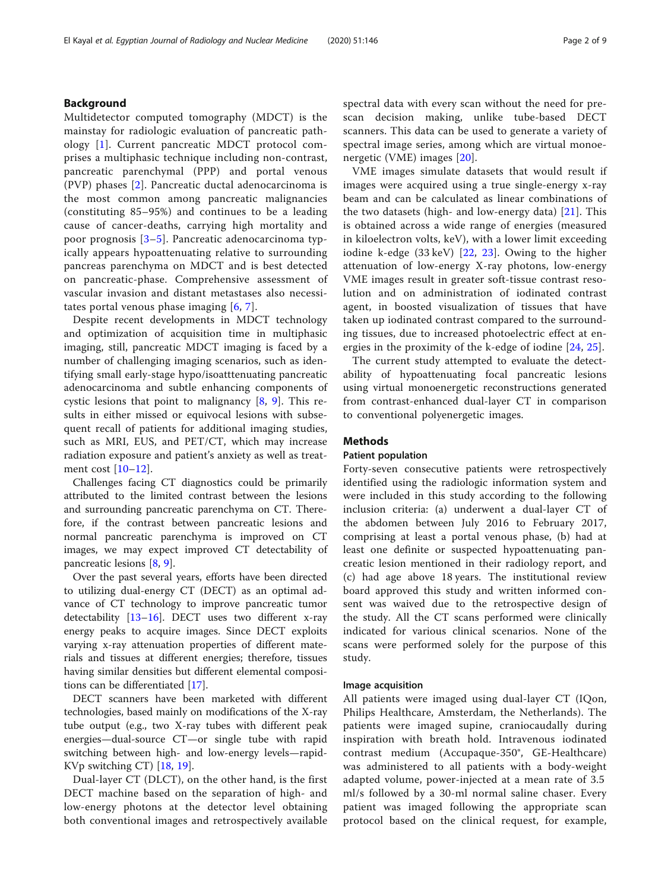## Background

Multidetector computed tomography (MDCT) is the mainstay for radiologic evaluation of pancreatic pathology [1]. Current pancreatic MDCT protocol comprises a multiphasic technique including non-contrast, pancreatic parenchymal (PPP) and portal venous (PVP) phases [2]. Pancreatic ductal adenocarcinoma is the most common among pancreatic malignancies (constituting 85–95%) and continues to be a leading cause of cancer-deaths, carrying high mortality and poor prognosis [3–5]. Pancreatic adenocarcinoma typically appears hypoattenuating relative to surrounding pancreas parenchyma on MDCT and is best detected on pancreatic-phase. Comprehensive assessment of vascular invasion and distant metastases also necessitates portal venous phase imaging [6, 7].

Despite recent developments in MDCT technology and optimization of acquisition time in multiphasic imaging, still, pancreatic MDCT imaging is faced by a number of challenging imaging scenarios, such as identifying small early-stage hypo/isoatttenuating pancreatic adenocarcinoma and subtle enhancing components of cystic lesions that point to malignancy [8, 9]. This results in either missed or equivocal lesions with subsequent recall of patients for additional imaging studies, such as MRI, EUS, and PET/CT, which may increase radiation exposure and patient's anxiety as well as treatment cost [10–12].

Challenges facing CT diagnostics could be primarily attributed to the limited contrast between the lesions and surrounding pancreatic parenchyma on CT. Therefore, if the contrast between pancreatic lesions and normal pancreatic parenchyma is improved on CT images, we may expect improved CT detectability of pancreatic lesions [8, 9].

Over the past several years, efforts have been directed to utilizing dual-energy CT (DECT) as an optimal advance of CT technology to improve pancreatic tumor detectability [13–16]. DECT uses two different x-ray energy peaks to acquire images. Since DECT exploits varying x-ray attenuation properties of different materials and tissues at different energies; therefore, tissues having similar densities but different elemental compositions can be differentiated [17].

DECT scanners have been marketed with different technologies, based mainly on modifications of the X-ray tube output (e.g., two X-ray tubes with different peak energies—dual-source CT—or single tube with rapid switching between high- and low-energy levels—rapid-KVp switching CT) [18, 19].

Dual-layer CT (DLCT), on the other hand, is the first DECT machine based on the separation of high- and low-energy photons at the detector level obtaining both conventional images and retrospectively available spectral data with every scan without the need for prescan decision making, unlike tube-based DECT scanners. This data can be used to generate a variety of spectral image series, among which are virtual monoenergetic (VME) images [20].

VME images simulate datasets that would result if images were acquired using a true single-energy x-ray beam and can be calculated as linear combinations of the two datasets (high- and low-energy data) [21]. This is obtained across a wide range of energies (measured in kiloelectron volts, keV), with a lower limit exceeding iodine k-edge (33 keV) [22, 23]. Owing to the higher attenuation of low-energy X-ray photons, low-energy VME images result in greater soft-tissue contrast resolution and on administration of iodinated contrast agent, in boosted visualization of tissues that have taken up iodinated contrast compared to the surrounding tissues, due to increased photoelectric effect at energies in the proximity of the k-edge of iodine [24, 25].

The current study attempted to evaluate the detectability of hypoattenuating focal pancreatic lesions using virtual monoenergetic reconstructions generated from contrast-enhanced dual-layer CT in comparison to conventional polyenergetic images.

## Methods

### Patient population

Forty-seven consecutive patients were retrospectively identified using the radiologic information system and were included in this study according to the following inclusion criteria: (a) underwent a dual-layer CT of the abdomen between July 2016 to February 2017, comprising at least a portal venous phase, (b) had at least one definite or suspected hypoattenuating pancreatic lesion mentioned in their radiology report, and (c) had age above 18 years. The institutional review board approved this study and written informed consent was waived due to the retrospective design of the study. All the CT scans performed were clinically indicated for various clinical scenarios. None of the scans were performed solely for the purpose of this study.

### Image acquisition

All patients were imaged using dual-layer CT (IQon, Philips Healthcare, Amsterdam, the Netherlands). The patients were imaged supine, craniocaudally during inspiration with breath hold. Intravenous iodinated contrast medium (Accupaque-350®, GE-Healthcare) was administered to all patients with a body-weight adapted volume, power-injected at a mean rate of 3.5 ml/s followed by a 30-ml normal saline chaser. Every patient was imaged following the appropriate scan protocol based on the clinical request, for example,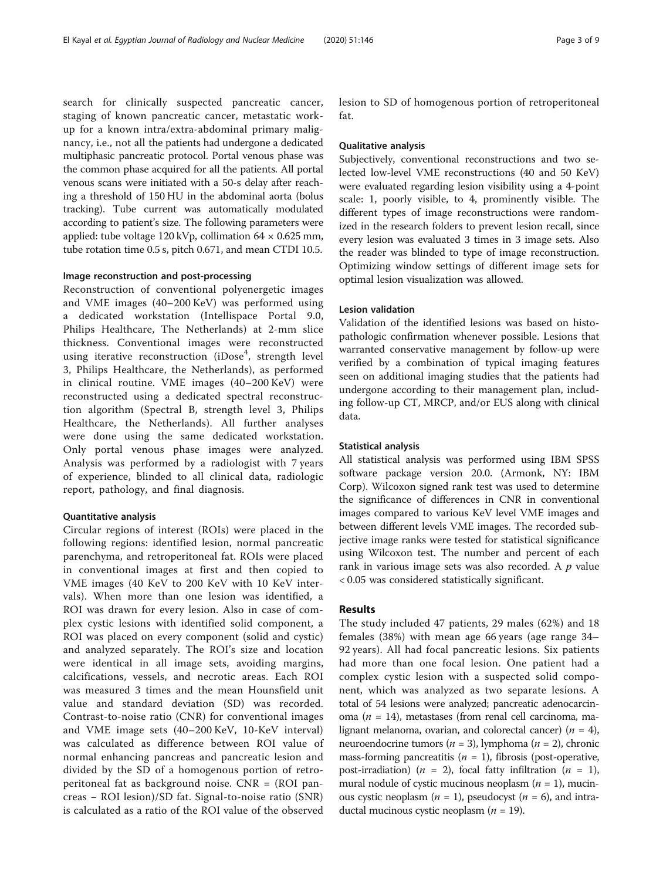search for clinically suspected pancreatic cancer, staging of known pancreatic cancer, metastatic work-up for a known intra/extra-abdominal primary malignancy, i.e., not all the patients had undergone a dedicated multiphasic pancreatic protocol. Portal venous phase was the common phase acquired for all the patients. All portal venous scans were initiated with a 50-s delay after reaching a threshold of 150 HU in the abdominal aorta (bolus tracking). Tube current was automatically modulated according to patient's size. The following parameters were applied: tube voltage 120 kVp, collimation 64 × 0.625 mm, tube rotation time 0.5 s, pitch 0.671, and mean CTDI 10.5.

### Image reconstruction and post-processing

Reconstruction of conventional polyenergetic images and VME images (40–200 KeV) was performed using a dedicated workstation (Intellispace Portal 9.0, Philips Healthcare, The Netherlands) at 2-mm slice thickness. Conventional images were reconstructed using iterative reconstruction (iDose[4], strength level 3, Philips Healthcare, the Netherlands), as performed in clinical routine. VME images (40–200 KeV) were reconstructed using a dedicated spectral reconstruction algorithm (Spectral B, strength level 3, Philips Healthcare, the Netherlands). All further analyses were done using the same dedicated workstation. Only portal venous phase images were analyzed. Analysis was performed by a radiologist with 7 years of experience, blinded to all clinical data, radiologic report, pathology, and final diagnosis.

### Quantitative analysis

Circular regions of interest (ROIs) were placed in the following regions: identified lesion, normal pancreatic parenchyma, and retroperitoneal fat. ROIs were placed in conventional images at first and then copied to VME images (40 KeV to 200 KeV with 10 KeV intervals). When more than one lesion was identified, a ROI was drawn for every lesion. Also in case of complex cystic lesions with identified solid component, a ROI was placed on every component (solid and cystic) and analyzed separately. The ROI's size and location were identical in all image sets, avoiding margins, calcifications, vessels, and necrotic areas. Each ROI was measured 3 times and the mean Hounsfield unit value and standard deviation (SD) was recorded. Contrast-to-noise ratio (CNR) for conventional images and VME image sets (40–200 KeV, 10-KeV interval) was calculated as difference between ROI value of normal enhancing pancreas and pancreatic lesion and divided by the SD of a homogenous portion of retroperitoneal fat as background noise. CNR = (ROI pancreas − ROI lesion)/SD fat. Signal-to-noise ratio (SNR) is calculated as a ratio of the ROI value of the observed lesion to SD of homogenous portion of retroperitoneal fat.

### Qualitative analysis

Subjectively, conventional reconstructions and two selected low-level VME reconstructions (40 and 50 KeV) were evaluated regarding lesion visibility using a 4-point scale: 1, poorly visible, to 4, prominently visible. The different types of image reconstructions were randomized in the research folders to prevent lesion recall, since every lesion was evaluated 3 times in 3 image sets. Also the reader was blinded to type of image reconstruction. Optimizing window settings of different image sets for optimal lesion visualization was allowed.

### Lesion validation

Validation of the identified lesions was based on histopathologic confirmation whenever possible. Lesions that warranted conservative management by follow-up were verified by a combination of typical imaging features seen on additional imaging studies that the patients had undergone according to their management plan, including follow-up CT, MRCP, and/or EUS along with clinical data.

### Statistical analysis

All statistical analysis was performed using IBM SPSS software package version 20.0. (Armonk, NY: IBM Corp). Wilcoxon signed rank test was used to determine the significance of differences in CNR in conventional images compared to various KeV level VME images and between different levels VME images. The recorded subjective image ranks were tested for statistical significance using Wilcoxon test. The number and percent of each rank in various image sets was also recorded. A $p$ value $< 0.05$ was considered statistically significant.

## Results

The study included 47 patients, 29 males (62%) and 18 females (38%) with mean age 66 years (age range 34–92 years). All had focal pancreatic lesions. Six patients had more than one focal lesion. One patient had a complex cystic lesion with a suspected solid component, which was analyzed as two separate lesions. A total of 54 lesions were analyzed; pancreatic adenocarcinoma ($n = 14$), metastases (from renal cell carcinoma, malignant melanoma, ovarian, and colorectal cancer) ($n = 4$), neuroendocrine tumors ($n = 3$), lymphoma ($n = 2$), chronic mass-forming pancreatitis ($n = 1$), fibrosis (post-operative, post-irradiation) ($n = 2$), focal fatty infiltration ($n = 1$), mural nodule of cystic mucinous neoplasm ($n = 1$), mucinous cystic neoplasm ($n = 1$), pseudocyst ($n = 6$), and intraductal mucinous cystic neoplasm ($n = 19$).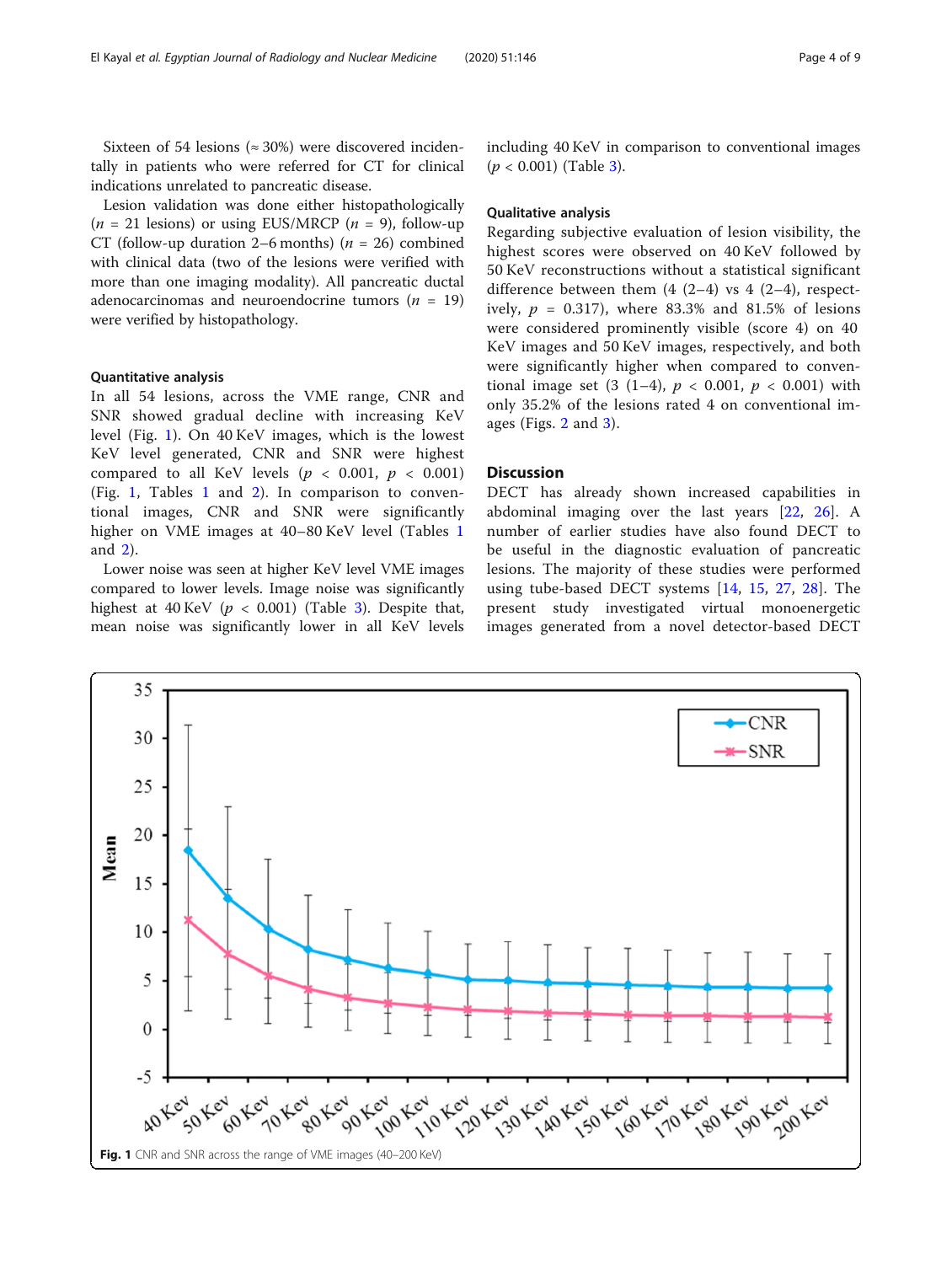Sixteen of 54 lesions (≈ 30%) were discovered incidentally in patients who were referred for CT for clinical indications unrelated to pancreatic disease.

Lesion validation was done either histopathologically ($n$ = 21 lesions) or using EUS/MRCP ($n$ = 9), follow-up CT (follow-up duration 2–6 months) ($n$ = 26) combined with clinical data (two of the lesions were verified with more than one imaging modality). All pancreatic ductal adenocarcinomas and neuroendocrine tumors ($n$ = 19) were verified by histopathology.

### Quantitative analysis

In all 54 lesions, across the VME range, CNR and SNR showed gradual decline with increasing KeV level (Fig. 1). On 40 KeV images, which is the lowest KeV level generated, CNR and SNR were highest compared to all KeV levels ($p < 0.001$, $p < 0.001$) (Fig. 1, Tables 1 and 2). In comparison to conventional images, CNR and SNR were significantly higher on VME images at 40–80 KeV level (Tables 1 and 2).

Lower noise was seen at higher KeV level VME images compared to lower levels. Image noise was significantly highest at 40 KeV ($p < 0.001$) (Table 3). Despite that, mean noise was significantly lower in all KeV levels including 40 KeV in comparison to conventional images ($p < 0.001$) (Table 3).

### Qualitative analysis

Regarding subjective evaluation of lesion visibility, the highest scores were observed on 40 KeV followed by 50 KeV reconstructions without a statistical significant difference between them (4 (2–4) vs 4 (2–4), respectively, $p$ = 0.317), where 83.3% and 81.5% of lesions were considered prominently visible (score 4) on 40 KeV images and 50 KeV images, respectively, and both were significantly higher when compared to conventional image set (3 (1–4), $p < 0.001$, $p < 0.001$) with only 35.2% of the lesions rated 4 on conventional images (Figs. 2 and 3).

## Discussion

DECT has already shown increased capabilities in abdominal imaging over the last years [22, 26]. A number of earlier studies have also found DECT to be useful in the diagnostic evaluation of pancreatic lesions. The majority of these studies were performed using tube-based DECT systems [14, 15, 27, 28]. The present study investigated virtual monoenergetic images generated from a novel detector-based DECT

**Fig. 1** CNR and SNR across the range of VME images (40–200 KeV)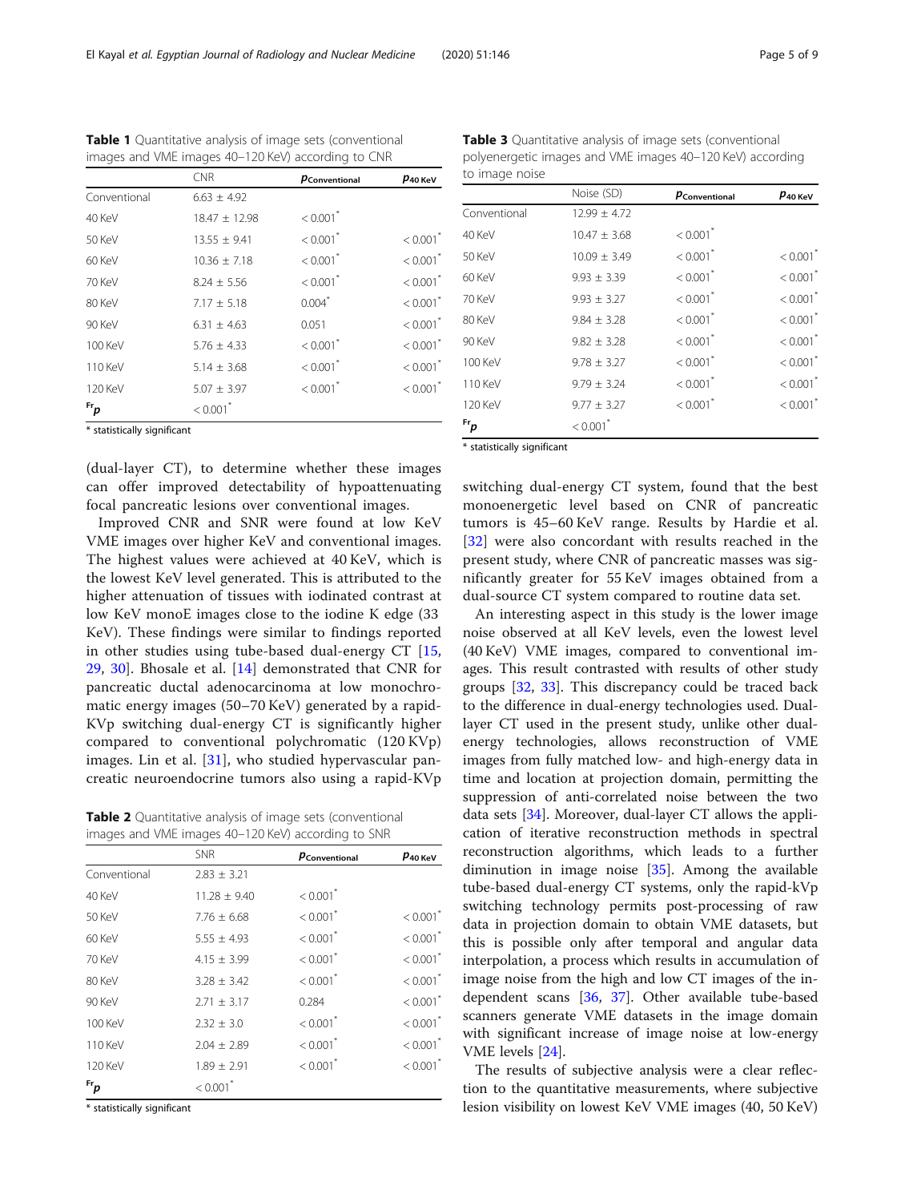**Table 1** Quantitative analysis of image sets (conventional images and VME images 40–120 KeV) according to CNR

| | CNR | $p_{Conventional}$ | $p_{40\ KeV}$ |
|---|---|---|---|
| Conventional | 6.63 ± 4.92 | | |
| 40 KeV | 18.47 ± 12.98 | < 0.001* | |
| 50 KeV | 13.55 ± 9.41 | < 0.001* | < 0.001* |
| 60 KeV | 10.36 ± 7.18 | < 0.001* | < 0.001* |
| 70 KeV | 8.24 ± 5.56 | < 0.001* | < 0.001* |
| 80 KeV | 7.17 ± 5.18 | 0.004* | < 0.001* |
| 90 KeV | 6.31 ± 4.63 | 0.051 | < 0.001* |
| 100 KeV | 5.76 ± 4.33 | < 0.001* | < 0.001* |
| 110 KeV | 5.14 ± 3.68 | < 0.001* | < 0.001* |
| 120 KeV | 5.07 ± 3.97 | < 0.001* | < 0.001* |
| $^{Fr}p$ | < 0.001* | | |

* statistically significant

**Table 2** Quantitative analysis of image sets (conventional images and VME images 40–120 KeV) according to SNR

| | SNR | $p_{Conventional}$ | $p_{40\ KeV}$ |
|---|---|---|---|
| Conventional | 2.83 ± 3.21 | | |
| 40 KeV | 11.28 ± 9.40 | < 0.001* | |
| 50 KeV | 7.76 ± 6.68 | < 0.001* | < 0.001* |
| 60 KeV | 5.55 ± 4.93 | < 0.001* | < 0.001* |
| 70 KeV | 4.15 ± 3.99 | < 0.001* | < 0.001* |
| 80 KeV | 3.28 ± 3.42 | < 0.001* | < 0.001* |
| 90 KeV | 2.71 ± 3.17 | 0.284 | < 0.001* |
| 100 KeV | 2.32 ± 3.0 | < 0.001* | < 0.001* |
| 110 KeV | 2.04 ± 2.89 | < 0.001* | < 0.001* |
| 120 KeV | 1.89 ± 2.91 | < 0.001* | < 0.001* |
| $^{Fr}p$ | < 0.001* | | |

* statistically significant

(dual-layer CT), to determine whether these images can offer improved detectability of hypoattenuating focal pancreatic lesions over conventional images.

Improved CNR and SNR were found at low KeV VME images over higher KeV and conventional images. The highest values were achieved at 40 KeV, which is the lowest KeV level generated. This is attributed to the higher attenuation of tissues with iodinated contrast at low KeV monoE images close to the iodine K edge (33 KeV). These findings were similar to findings reported in other studies using tube-based dual-energy CT [15, 29, 30]. Bhosale et al. [14] demonstrated that CNR for pancreatic ductal adenocarcinoma at low monochromatic energy images (50–70 KeV) generated by a rapid-KVp switching dual-energy CT is significantly higher compared to conventional polychromatic (120 KVp) images. Lin et al. [31], who studied hypervascular pancreatic neuroendocrine tumors also using a rapid-KVp switching dual-energy CT system, found that the best monoenergetic level based on CNR of pancreatic tumors is 45–60 KeV range. Results by Hardie et al. [32] were also concordant with results reached in the present study, where CNR of pancreatic masses was significantly greater for 55 KeV images obtained from a dual-source CT system compared to routine data set.

**Table 3** Quantitative analysis of image sets (conventional polyenergetic images and VME images 40–120 KeV) according to image noise

| | Noise (SD) | $p_{Conventional}$ | $p_{40\ KeV}$ |
|---|---|---|---|
| Conventional | 12.99 ± 4.72 | | |
| 40 KeV | 10.47 ± 3.68 | < 0.001* | |
| 50 KeV | 10.09 ± 3.49 | < 0.001* | < 0.001* |
| 60 KeV | 9.93 ± 3.39 | < 0.001* | < 0.001* |
| 70 KeV | 9.93 ± 3.27 | < 0.001* | < 0.001* |
| 80 KeV | 9.84 ± 3.28 | < 0.001* | < 0.001* |
| 90 KeV | 9.82 ± 3.28 | < 0.001* | < 0.001* |
| 100 KeV | 9.78 ± 3.27 | < 0.001* | < 0.001* |
| 110 KeV | 9.79 ± 3.24 | < 0.001* | < 0.001* |
| 120 KeV | 9.77 ± 3.27 | < 0.001* | < 0.001* |
| $^{Fr}p$ | < 0.001* | | |

* statistically significant

An interesting aspect in this study is the lower image noise observed at all KeV levels, even the lowest level (40 KeV) VME images, compared to conventional images. This result contrasted with results of other study groups [32, 33]. This discrepancy could be traced back to the difference in dual-energy technologies used. Dual-layer CT used in the present study, unlike other dual-energy technologies, allows reconstruction of VME images from fully matched low- and high-energy data in time and location at projection domain, permitting the suppression of anti-correlated noise between the two data sets [34]. Moreover, dual-layer CT allows the application of iterative reconstruction methods in spectral reconstruction algorithms, which leads to a further diminution in image noise [35]. Among the available tube-based dual-energy CT systems, only the rapid-kVp switching technology permits post-processing of raw data in projection domain to obtain VME datasets, but this is possible only after temporal and angular data interpolation, a process which results in accumulation of image noise from the high and low CT images of the independent scans [36, 37]. Other available tube-based scanners generate VME datasets in the image domain with significant increase of image noise at low-energy VME levels [24].

The results of subjective analysis were a clear reflection to the quantitative measurements, where subjective lesion visibility on lowest KeV VME images (40, 50 KeV)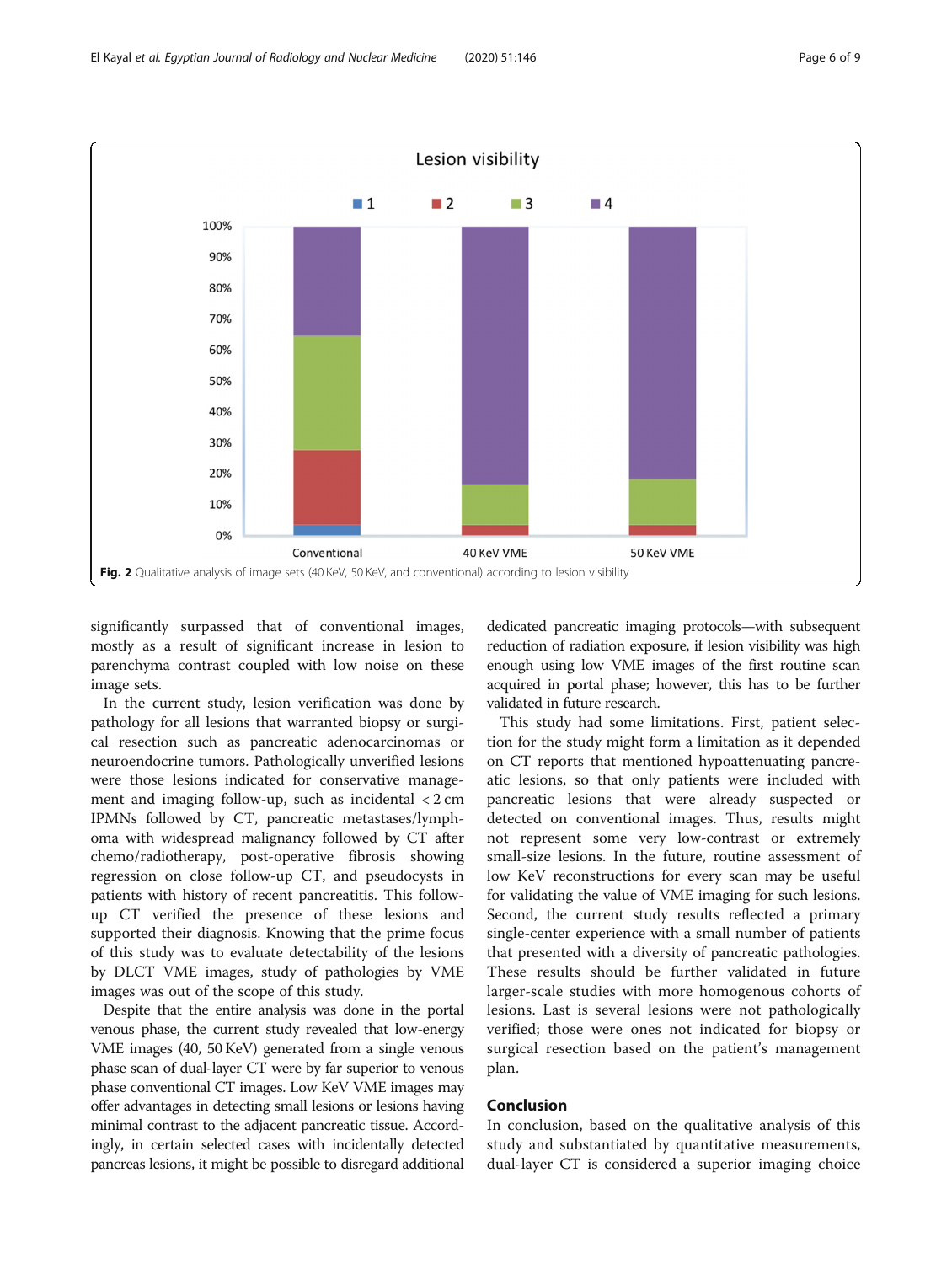Fig. 2 Qualitative analysis of image sets (40 KeV, 50 KeV, and conventional) according to lesion visibility

significantly surpassed that of conventional images, mostly as a result of significant increase in lesion to parenchyma contrast coupled with low noise on these image sets.

In the current study, lesion verification was done by pathology for all lesions that warranted biopsy or surgical resection such as pancreatic adenocarcinomas or neuroendocrine tumors. Pathologically unverified lesions were those lesions indicated for conservative management and imaging follow-up, such as incidental < 2 cm IPMNs followed by CT, pancreatic metastases/lymphoma with widespread malignancy followed by CT after chemo/radiotherapy, post-operative fibrosis showing regression on close follow-up CT, and pseudocysts in patients with history of recent pancreatitis. This follow-up CT verified the presence of these lesions and supported their diagnosis. Knowing that the prime focus of this study was to evaluate detectability of the lesions by DLCT VME images, study of pathologies by VME images was out of the scope of this study.

Despite that the entire analysis was done in the portal venous phase, the current study revealed that low-energy VME images (40, 50 KeV) generated from a single venous phase scan of dual-layer CT were by far superior to venous phase conventional CT images. Low KeV VME images may offer advantages in detecting small lesions or lesions having minimal contrast to the adjacent pancreatic tissue. Accordingly, in certain selected cases with incidentally detected pancreas lesions, it might be possible to disregard additional dedicated pancreatic imaging protocols—with subsequent reduction of radiation exposure, if lesion visibility was high enough using low VME images of the first routine scan acquired in portal phase; however, this has to be further validated in future research.

This study had some limitations. First, patient selection for the study might form a limitation as it depended on CT reports that mentioned hypoattenuating pancreatic lesions, so that only patients were included with pancreatic lesions that were already suspected or detected on conventional images. Thus, results might not represent some very low-contrast or extremely small-size lesions. In the future, routine assessment of low KeV reconstructions for every scan may be useful for validating the value of VME imaging for such lesions. Second, the current study results reflected a primary single-center experience with a small number of patients that presented with a diversity of pancreatic pathologies. These results should be further validated in future larger-scale studies with more homogenous cohorts of lesions. Last is several lesions were not pathologically verified; those were ones not indicated for biopsy or surgical resection based on the patient's management plan.

## Conclusion

In conclusion, based on the qualitative analysis of this study and substantiated by quantitative measurements, dual-layer CT is considered a superior imaging choice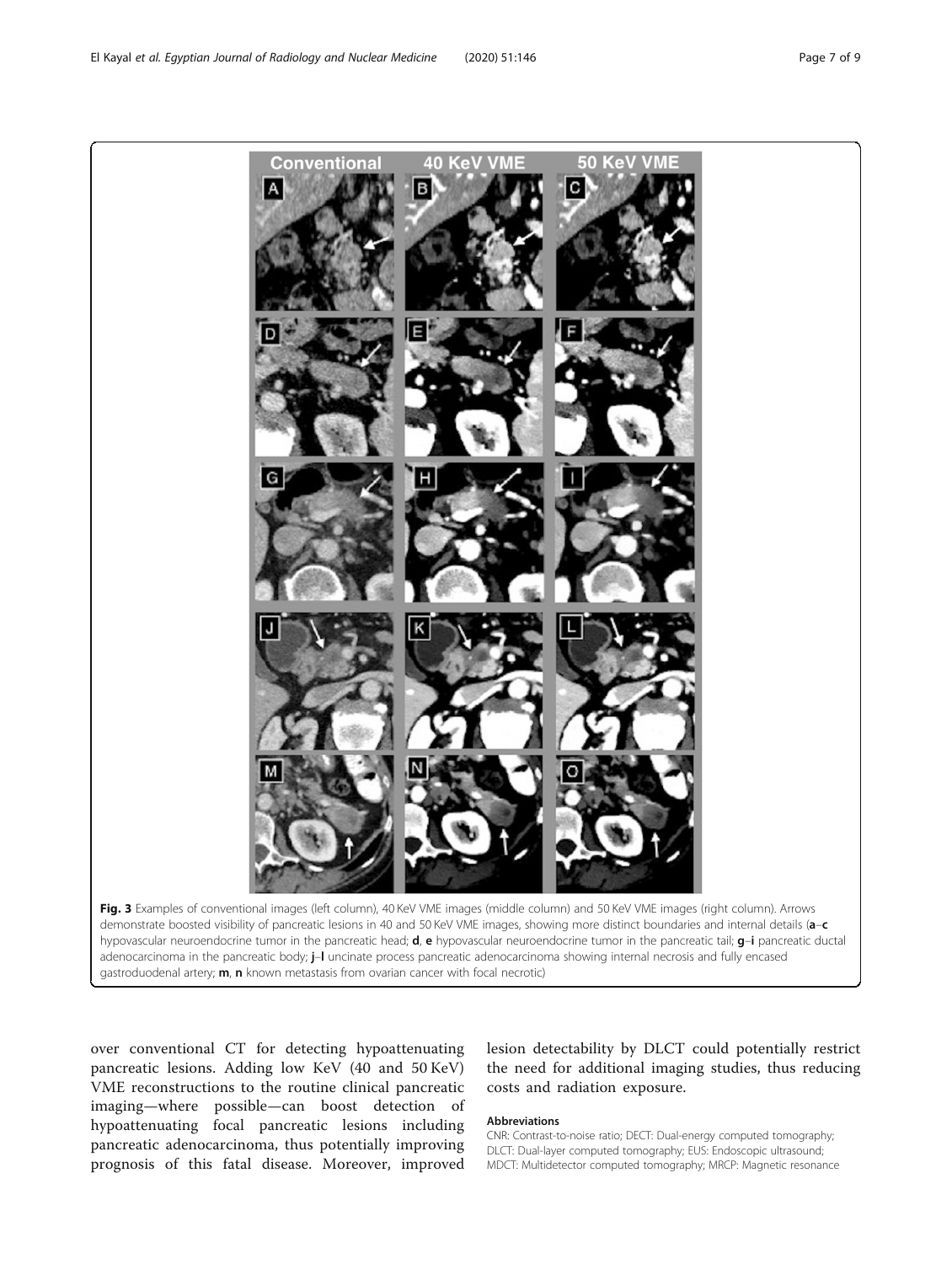**Fig. 3** Examples of conventional images (left column), 40 KeV VME images (middle column) and 50 KeV VME images (right column). Arrows demonstrate boosted visibility of pancreatic lesions in 40 and 50 KeV VME images, showing more distinct boundaries and internal details (**a**–**c** hypovascular neuroendocrine tumor in the pancreatic head; **d**, **e** hypovascular neuroendocrine tumor in the pancreatic tail; **g**–**i** pancreatic ductal adenocarcinoma in the pancreatic body; **j**–**l** uncinate process pancreatic adenocarcinoma showing internal necrosis and fully encased gastroduodenal artery; **m**, **n** known metastasis from ovarian cancer with focal necrotic)

over conventional CT for detecting hypoattenuating pancreatic lesions. Adding low KeV (40 and 50 KeV) VME reconstructions to the routine clinical pancreatic imaging—where possible—can boost detection of hypoattenuating focal pancreatic lesions including pancreatic adenocarcinoma, thus potentially improving prognosis of this fatal disease. Moreover, improved lesion detectability by DLCT could potentially restrict the need for additional imaging studies, thus reducing costs and radiation exposure.

#### Abbreviations

CNR: Contrast-to-noise ratio; DECT: Dual-energy computed tomography; DLCT: Dual-layer computed tomography; EUS: Endoscopic ultrasound; MDCT: Multidetector computed tomography; MRCP: Magnetic resonance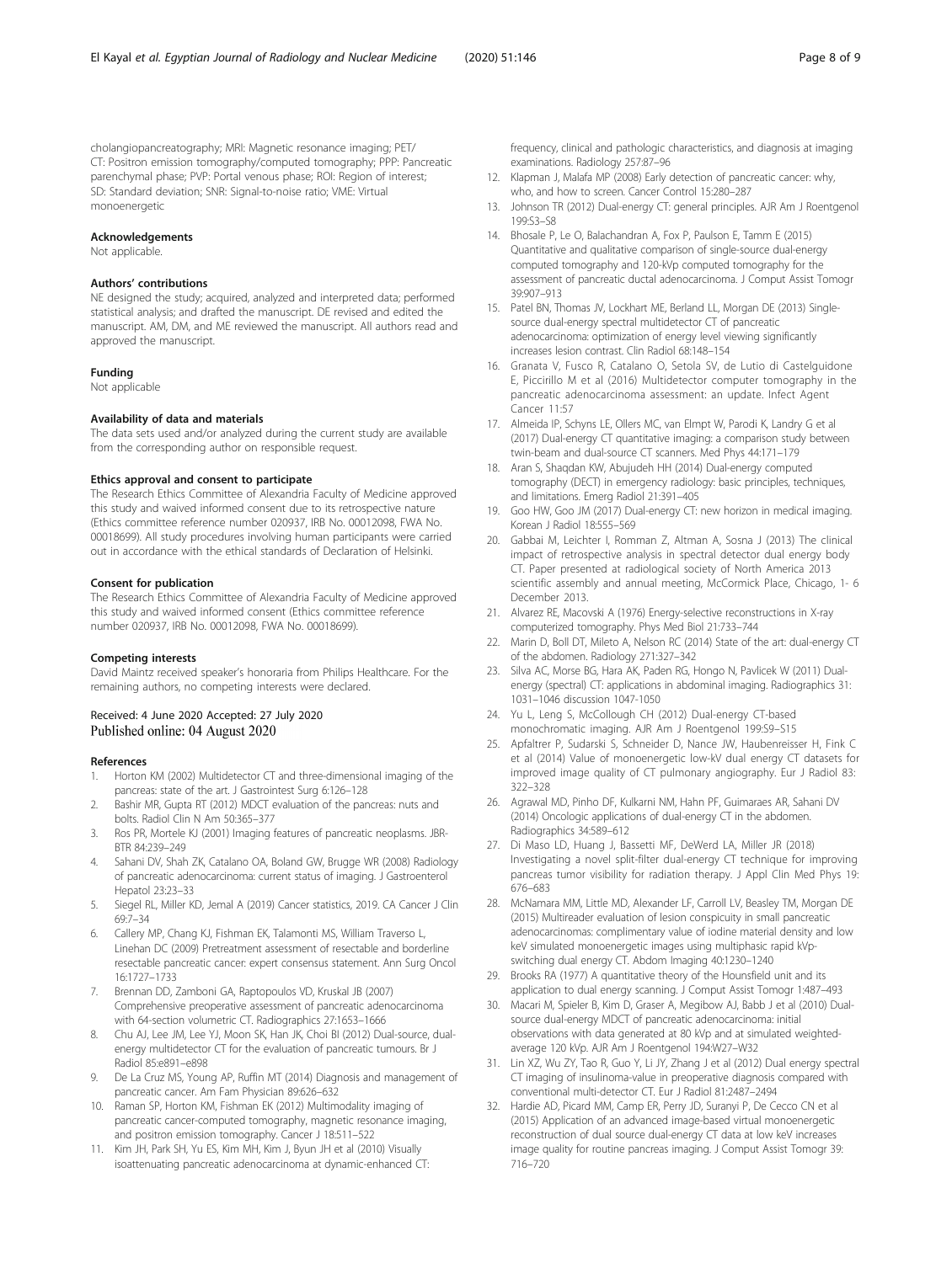cholangiopancreatography; MRI: Magnetic resonance imaging; PET/CT: Positron emission tomography/computed tomography; PPP: Pancreatic parenchymal phase; PVP: Portal venous phase; ROI: Region of interest; SD: Standard deviation; SNR: Signal-to-noise ratio; VME: Virtual monoenergetic

### Acknowledgements

Not applicable.

### Authors' contributions

NE designed the study; acquired, analyzed and interpreted data; performed statistical analysis; and drafted the manuscript. DE revised and edited the manuscript. AM, DM, and ME reviewed the manuscript. All authors read and approved the manuscript.

### Funding

Not applicable

### Availability of data and materials

The data sets used and/or analyzed during the current study are available from the corresponding author on responsible request.

### Ethics approval and consent to participate

The Research Ethics Committee of Alexandria Faculty of Medicine approved this study and waived informed consent due to its retrospective nature (Ethics committee reference number 020937, IRB No. 00012098, FWA No. 00018699). All study procedures involving human participants were carried out in accordance with the ethical standards of Declaration of Helsinki.

### Consent for publication

The Research Ethics Committee of Alexandria Faculty of Medicine approved this study and waived informed consent (Ethics committee reference number 020937, IRB No. 00012098, FWA No. 00018699).

### Competing interests

David Maintz received speaker's honoraria from Philips Healthcare. For the remaining authors, no competing interests were declared.

Received: 4 June 2020 Accepted: 27 July 2020
Published online: 04 August 2020

### References

1. Horton KM (2002) Multidetector CT and three-dimensional imaging of the pancreas: state of the art. J Gastrointest Surg 6:126–128
2. Bashir MR, Gupta RT (2012) MDCT evaluation of the pancreas: nuts and bolts. Radiol Clin N Am 50:365–377
3. Ros PR, Mortele KJ (2001) Imaging features of pancreatic neoplasms. JBR-BTR 84:239–249
4. Sahani DV, Shah ZK, Catalano OA, Boland GW, Brugge WR (2008) Radiology of pancreatic adenocarcinoma: current status of imaging. J Gastroenterol Hepatol 23:23–33
5. Siegel RL, Miller KD, Jemal A (2019) Cancer statistics, 2019. CA Cancer J Clin 69:7–34
6. Callery MP, Chang KJ, Fishman EK, Talamonti MS, William Traverso L, Linehan DC (2009) Pretreatment assessment of resectable and borderline resectable pancreatic cancer: expert consensus statement. Ann Surg Oncol 16:1727–1733
7. Brennan DD, Zamboni GA, Raptopoulos VD, Kruskal JB (2007) Comprehensive preoperative assessment of pancreatic adenocarcinoma with 64-section volumetric CT. Radiographics 27:1653–1666
8. Chu AJ, Lee JM, Lee YJ, Moon SK, Han JK, Choi BI (2012) Dual-source, dual-energy multidetector CT for the evaluation of pancreatic tumours. Br J Radiol 85:e891–e898
9. De La Cruz MS, Young AP, Ruffin MT (2014) Diagnosis and management of pancreatic cancer. Am Fam Physician 89:626–632
10. Raman SP, Horton KM, Fishman EK (2012) Multimodality imaging of pancreatic cancer-computed tomography, magnetic resonance imaging, and positron emission tomography. Cancer J 18:511–522
11. Kim JH, Park SH, Yu ES, Kim MH, Kim J, Byun JH et al (2010) Visually isoattenuating pancreatic adenocarcinoma at dynamic-enhanced CT: frequency, clinical and pathologic characteristics, and diagnosis at imaging examinations. Radiology 257:87–96
12. Klapman J, Malafa MP (2008) Early detection of pancreatic cancer: why, who, and how to screen. Cancer Control 15:280–287
13. Johnson TR (2012) Dual-energy CT: general principles. AJR Am J Roentgenol 199:S3–S8
14. Bhosale P, Le O, Balachandran A, Fox P, Paulson E, Tamm E (2015) Quantitative and qualitative comparison of single-source dual-energy computed tomography and 120-kVp computed tomography for the assessment of pancreatic ductal adenocarcinoma. J Comput Assist Tomogr 39:907–913
15. Patel BN, Thomas JV, Lockhart ME, Berland LL, Morgan DE (2013) Single-source dual-energy spectral multidetector CT of pancreatic adenocarcinoma: optimization of energy level viewing significantly increases lesion contrast. Clin Radiol 68:148–154
16. Granata V, Fusco R, Catalano O, Setola SV, de Lutio di Castelguidone E, Piccirillo M et al (2016) Multidetector computer tomography in the pancreatic adenocarcinoma assessment: an update. Infect Agent Cancer 11:57
17. Almeida IP, Schyns LE, Ollers MC, van Elmpt W, Parodi K, Landry G et al (2017) Dual-energy CT quantitative imaging: a comparison study between twin-beam and dual-source CT scanners. Med Phys 44:171–179
18. Aran S, Shaqdan KW, Abujudeh HH (2014) Dual-energy computed tomography (DECT) in emergency radiology: basic principles, techniques, and limitations. Emerg Radiol 21:391–405
19. Goo HW, Goo JM (2017) Dual-energy CT: new horizon in medical imaging. Korean J Radiol 18:555–569
20. Gabbai M, Leichter I, Romman Z, Altman A, Sosna J (2013) The clinical impact of retrospective analysis in spectral detector dual energy body CT. Paper presented at radiological society of North America 2013 scientific assembly and annual meeting, McCormick Place, Chicago, 1- 6 December 2013.
21. Alvarez RE, Macovski A (1976) Energy-selective reconstructions in X-ray computerized tomography. Phys Med Biol 21:733–744
22. Marin D, Boll DT, Mileto A, Nelson RC (2014) State of the art: dual-energy CT of the abdomen. Radiology 271:327–342
23. Silva AC, Morse BG, Hara AK, Paden RG, Hongo N, Pavlicek W (2011) Dual-energy (spectral) CT: applications in abdominal imaging. Radiographics 31: 1031–1046 discussion 1047-1050
24. Yu L, Leng S, McCollough CH (2012) Dual-energy CT-based monochromatic imaging. AJR Am J Roentgenol 199:S9–S15
25. Apfaltrer P, Sudarski S, Schneider D, Nance JW, Haubenreisser H, Fink C et al (2014) Value of monoenergetic low-kV dual energy CT datasets for improved image quality of CT pulmonary angiography. Eur J Radiol 83: 322–328
26. Agrawal MD, Pinho DF, Kulkarni NM, Hahn PF, Guimaraes AR, Sahani DV (2014) Oncologic applications of dual-energy CT in the abdomen. Radiographics 34:589–612
27. Di Maso LD, Huang J, Bassetti MF, DeWerd LA, Miller JR (2018) Investigating a novel split-filter dual-energy CT technique for improving pancreas tumor visibility for radiation therapy. J Appl Clin Med Phys 19: 676–683
28. McNamara MM, Little MD, Alexander LF, Carroll LV, Beasley TM, Morgan DE (2015) Multireader evaluation of lesion conspicuity in small pancreatic adenocarcinomas: complimentary value of iodine material density and low keV simulated monoenergetic images using multiphasic rapid kVp-switching dual energy CT. Abdom Imaging 40:1230–1240
29. Brooks RA (1977) A quantitative theory of the Hounsfield unit and its application to dual energy scanning. J Comput Assist Tomogr 1:487–493
30. Macari M, Spieler B, Kim D, Graser A, Megibow AJ, Babb J et al (2010) Dual-source dual-energy MDCT of pancreatic adenocarcinoma: initial observations with data generated at 80 kVp and at simulated weighted-average 120 kVp. AJR Am J Roentgenol 194:W27–W32
31. Lin XZ, Wu ZY, Tao R, Guo Y, Li JY, Zhang J et al (2012) Dual energy spectral CT imaging of insulinoma-value in preoperative diagnosis compared with conventional multi-detector CT. Eur J Radiol 81:2487–2494
32. Hardie AD, Picard MM, Camp ER, Perry JD, Suranyi P, De Cecco CN et al (2015) Application of an advanced image-based virtual monoenergetic reconstruction of dual source dual-energy CT data at low keV increases image quality for routine pancreas imaging. J Comput Assist Tomogr 39: 716–720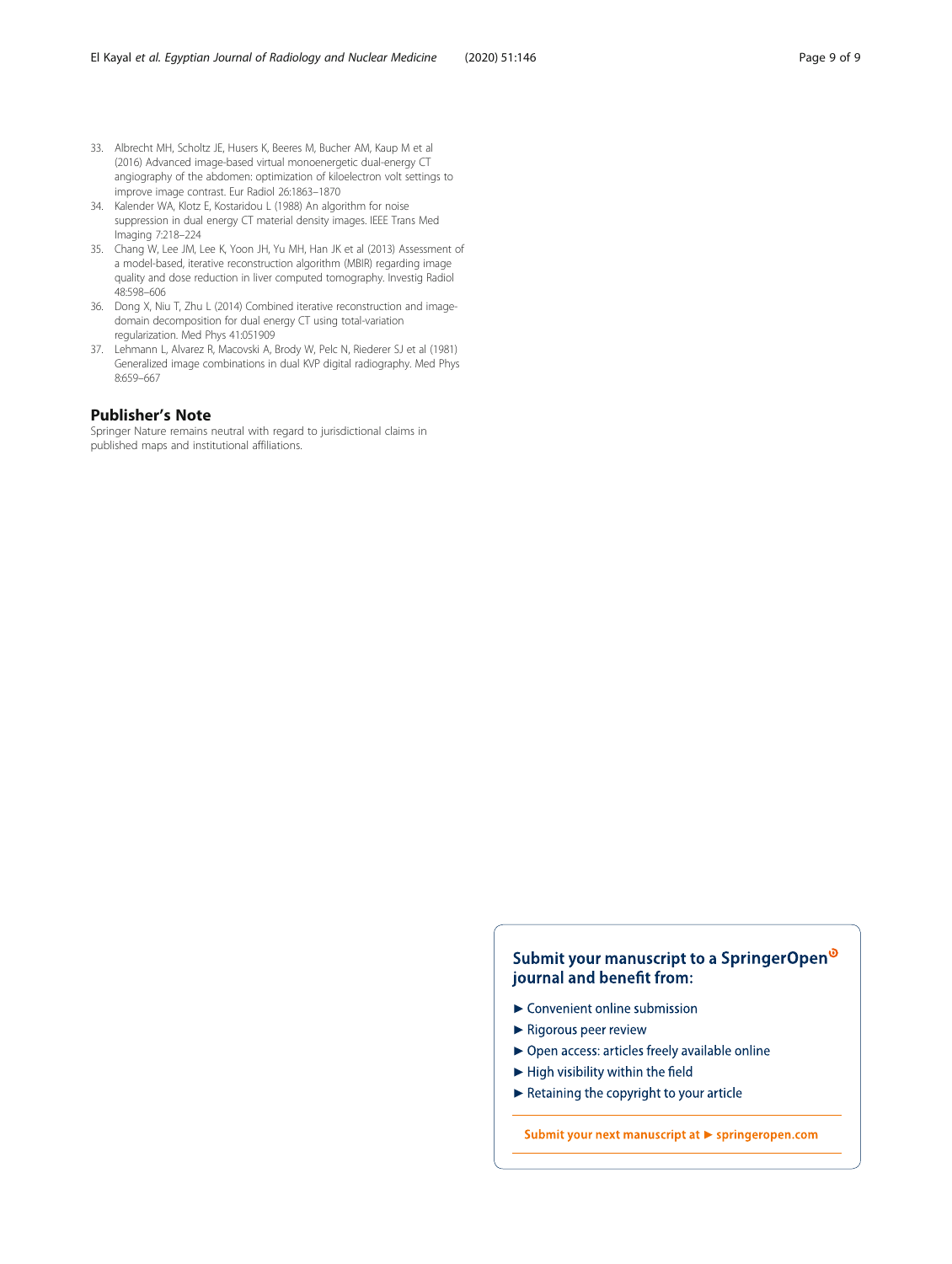33. Albrecht MH, Scholtz JE, Husers K, Beeres M, Bucher AM, Kaup M et al (2016) Advanced image-based virtual monoenergetic dual-energy CT angiography of the abdomen: optimization of kiloelectron volt settings to improve image contrast. Eur Radiol 26:1863–1870
34. Kalender WA, Klotz E, Kostaridou L (1988) An algorithm for noise suppression in dual energy CT material density images. IEEE Trans Med Imaging 7:218–224
35. Chang W, Lee JM, Lee K, Yoon JH, Yu MH, Han JK et al (2013) Assessment of a model-based, iterative reconstruction algorithm (MBIR) regarding image quality and dose reduction in liver computed tomography. Investig Radiol 48:598–606
36. Dong X, Niu T, Zhu L (2014) Combined iterative reconstruction and image-domain decomposition for dual energy CT using total-variation regularization. Med Phys 41:051909
37. Lehmann L, Alvarez R, Macovski A, Brody W, Pelc N, Riederer SJ et al (1981) Generalized image combinations in dual KVP digital radiography. Med Phys 8:659–667

## Publisher's Note

Springer Nature remains neutral with regard to jurisdictional claims in published maps and institutional affiliations.

**Submit your manuscript to a SpringerOpen journal and benefit from:**

► Convenient online submission
► Rigorous peer review
► Open access: articles freely available online
► High visibility within the field
► Retaining the copyright to your article

**Submit your next manuscript at ► springeropen.com**